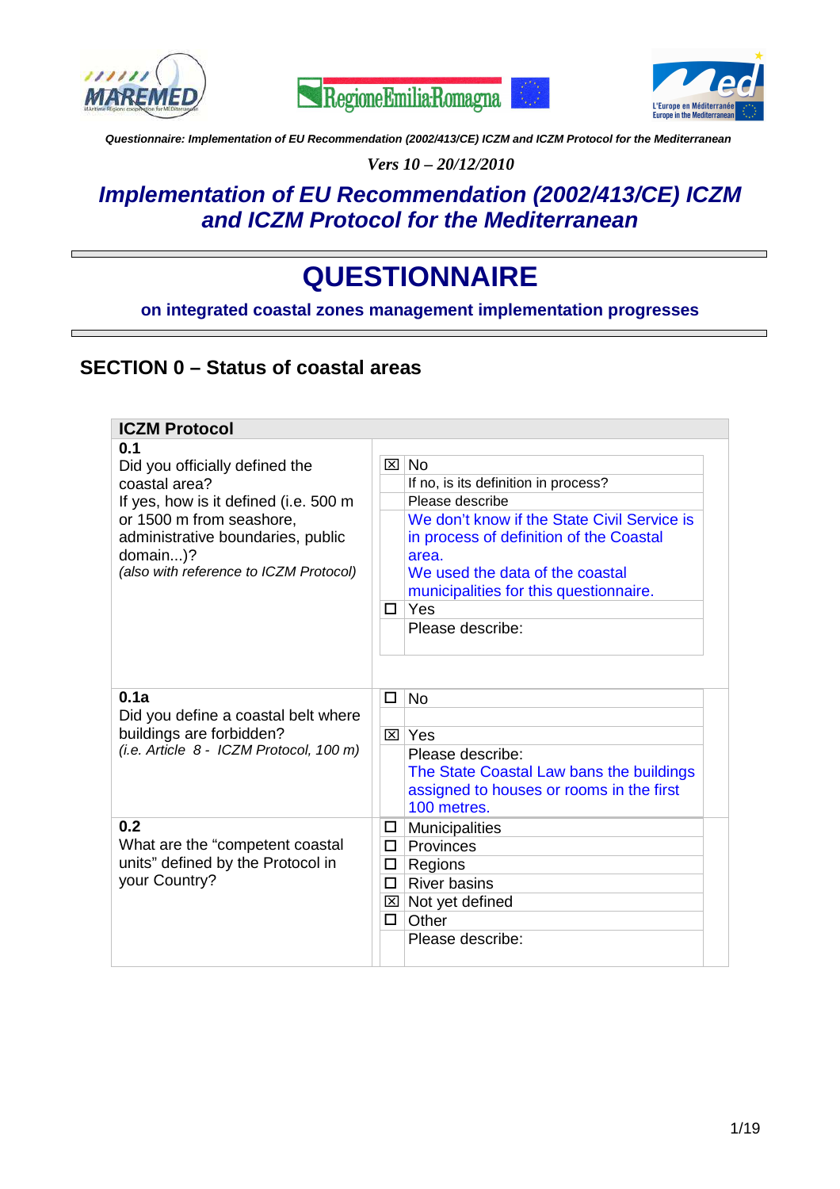*Questionnaire: Implementation of EU Recommendation (2002/413/CE) ICZM and ICZM Protocol for the Mediterranean*

*Vers 10 – 20/12/2010*

# *Implementation of EU Recommendation (2002/413/CE) ICZM and ICZM Protocol for the Mediterranean*

# QUESTIONNAIRE

**on integrated coastal zones management implementation progresses**

## SECTION 0 – Status of coastal areas

| **ICZM Protocol** | | |
|---|---|---|
| **0.1**<br>Did you officially defined the coastal area?<br>If yes, how is it defined (i.e. 500 m or 1500 m from seashore, administrative boundaries, public domain...)?<br>*(also with reference to ICZM Protocol)* | ☒ | No |
| | | If no, is its definition in process? |
| | | Please describe |
| | | We don't know if the State Civil Service is in process of definition of the Coastal area.<br>We used the data of the coastal municipalities for this questionnaire. |
| | ☐ | Yes |
| | | Please describe: |
| **0.1a**<br>Did you define a coastal belt where buildings are forbidden?<br>*(i.e. Article 8 - ICZM Protocol, 100 m)* | ☐ | No |
| | ☒ | Yes |
| | | Please describe:<br>The State Coastal Law bans the buildings assigned to houses or rooms in the first 100 metres. |
| **0.2**<br>What are the "competent coastal units" defined by the Protocol in your Country? | ☐ | Municipalities |
| | ☐ | Provinces |
| | ☐ | Regions |
| | ☐ | River basins |
| | ☒ | Not yet defined |
| | ☐ | Other |
| | | Please describe: |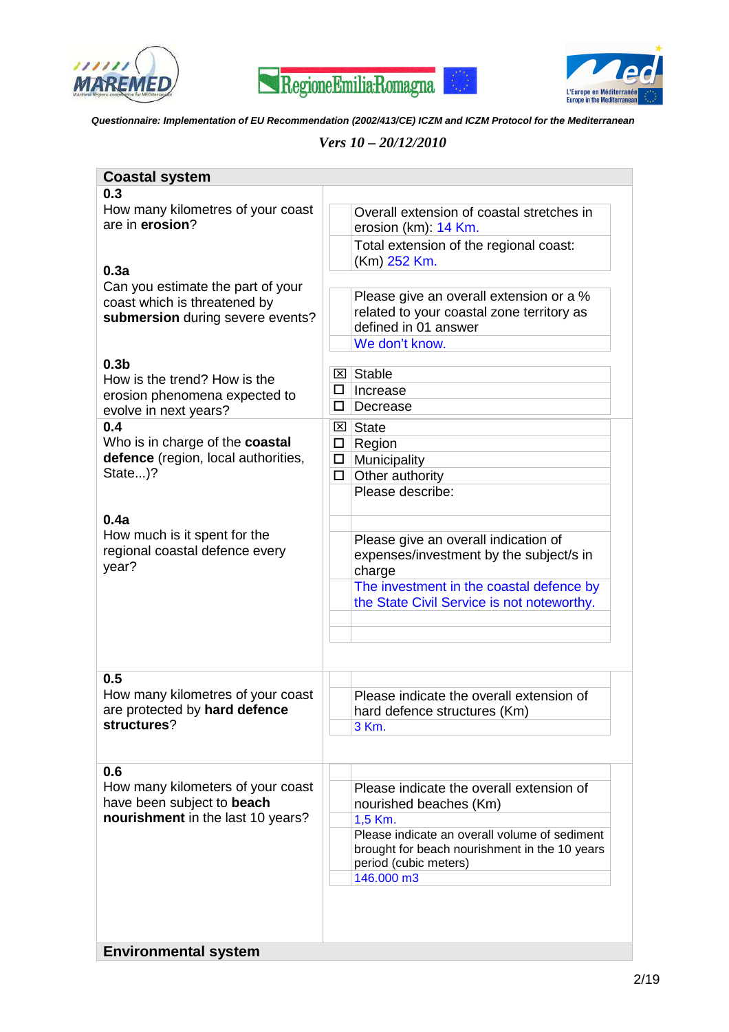*Questionnaire: Implementation of EU Recommendation (2002/413/CE) ICZM and ICZM Protocol for the Mediterranean*

*Vers 10 – 20/12/2010*

## Coastal system

| | |
|---|---|
| **0.3** How many kilometres of your coast are in **erosion**? | Overall extension of coastal stretches in erosion (km): 14 Km.<br>Total extension of the regional coast: (Km) 252 Km. |
| **0.3a** Can you estimate the part of your coast which is threatened by **submersion** during severe events? | Please give an overall extension or a % related to your coastal zone territory as defined in 01 answer<br>We don't know. |
| **0.3b** How is the trend? How is the erosion phenomena expected to evolve in next years? | ☒ Stable<br>☐ Increase<br>☐ Decrease |
| **0.4** Who is in charge of the **coastal defence** (region, local authorities, State...)? | ☒ State<br>☐ Region<br>☐ Municipality<br>☐ Other authority<br>Please describe: |
| **0.4a** How much is it spent for the regional coastal defence every year? | Please give an overall indication of expenses/investment by the subject/s in charge<br>The investment in the coastal defence by the State Civil Service is not noteworthy. |
| **0.5** How many kilometres of your coast are protected by **hard defence structures**? | Please indicate the overall extension of hard defence structures (Km)<br>3 Km. |
| **0.6** How many kilometers of your coast have been subject to **beach nourishment** in the last 10 years? | Please indicate the overall extension of nourished beaches (Km)<br>1,5 Km.<br>Please indicate an overall volume of sediment brought for beach nourishment in the 10 years period (cubic meters)<br>146.000 m3 |

## Environmental system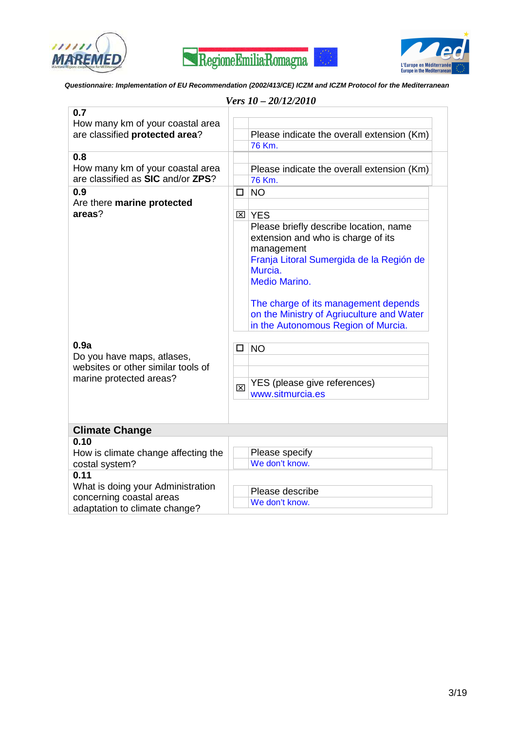*Questionnaire: Implementation of EU Recommendation (2002/413/CE) ICZM and ICZM Protocol for the Mediterranean*

*Vers 10 – 20/12/2010*

| | |
|---|---|
| **0.7**<br>How many km of your coastal area are classified **protected area**? | Please indicate the overall extension (Km)<br>76 Km. |
| **0.8**<br>How many km of your coastal area are classified as **SIC** and/or **ZPS**? | Please indicate the overall extension (Km)<br>76 Km. |
| **0.9**<br>Are there **marine protected areas**? | ☐ NO<br>☒ YES<br>Please briefly describe location, name extension and who is charge of its management<br>Franja Litoral Sumergida de la Región de Murcia.<br>Medio Marino.<br><br>The charge of its management depends on the Ministry of Agriuculture and Water in the Autonomous Region of Murcia. |
| **0.9a**<br>Do you have maps, atlases, websites or other similar tools of marine protected areas? | ☐ NO<br>☒ YES (please give references)<br>www.sitmurcia.es |
| **Climate Change** | |
| **0.10**<br>How is climate change affecting the costal system? | Please specify<br>We don't know. |
| **0.11**<br>What is doing your Administration concerning coastal areas adaptation to climate change? | Please describe<br>We don't know. |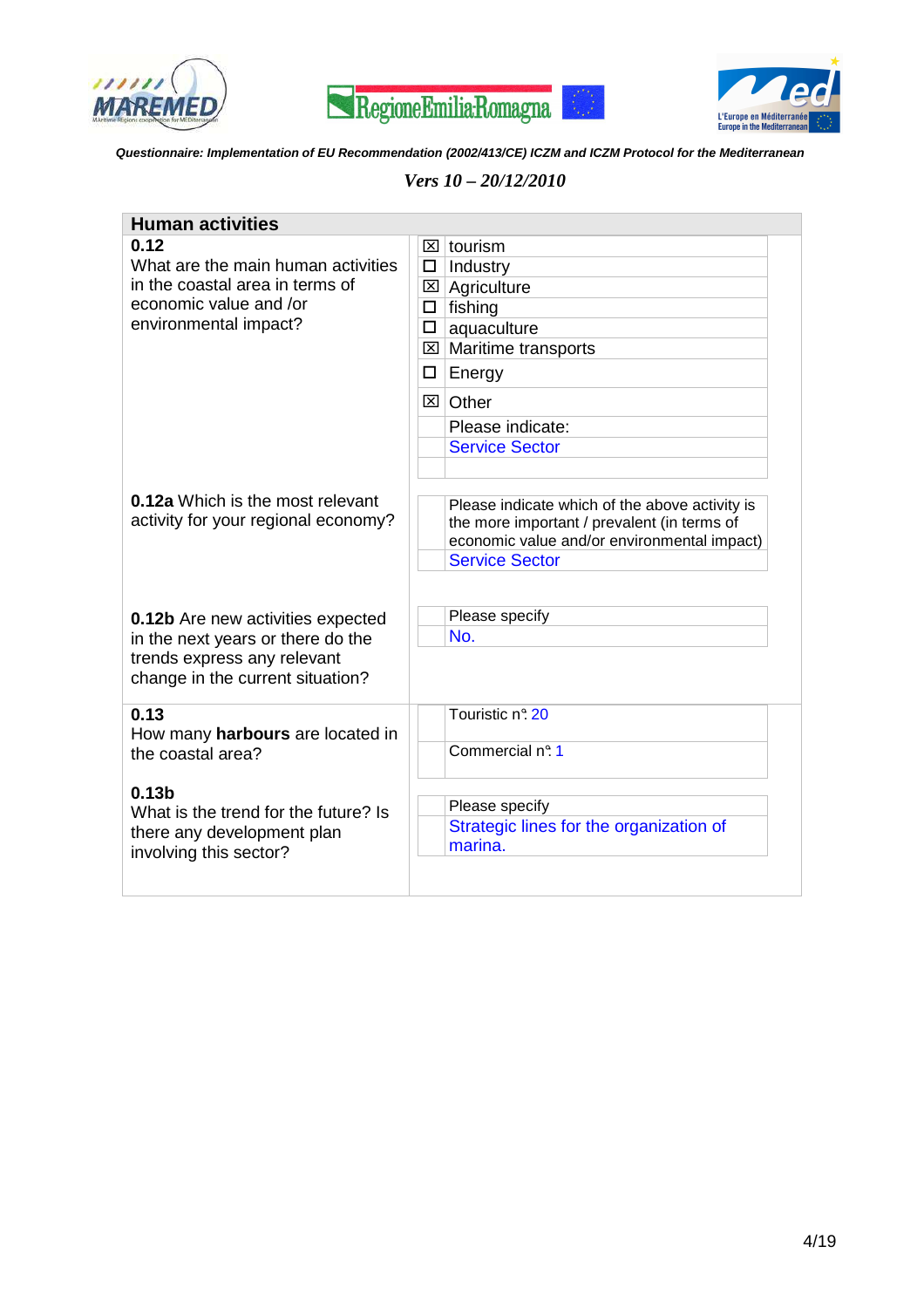## Human activities

| | |
|---|---|
| **0.12**<br>What are the main human activities in the coastal area in terms of economic value and /or environmental impact? | ☒ tourism<br>☐ Industry<br>☒ Agriculture<br>☐ fishing<br>☐ aquaculture<br>☒ Maritime transports<br>☐ Energy<br>☒ Other<br>Please indicate:<br>Service Sector |
| **0.12a** Which is the most relevant activity for your regional economy? | Please indicate which of the above activity is the more important / prevalent (in terms of economic value and/or environmental impact)<br>Service Sector |
| **0.12b** Are new activities expected in the next years or there do the trends express any relevant change in the current situation? | Please specify<br>No. |
| **0.13**<br>How many **harbours** are located in the coastal area? | Touristic n°: 20<br>Commercial n°: 1 |
| **0.13b**<br>What is the trend for the future? Is there any development plan involving this sector? | Please specify<br>Strategic lines for the organization of marina. |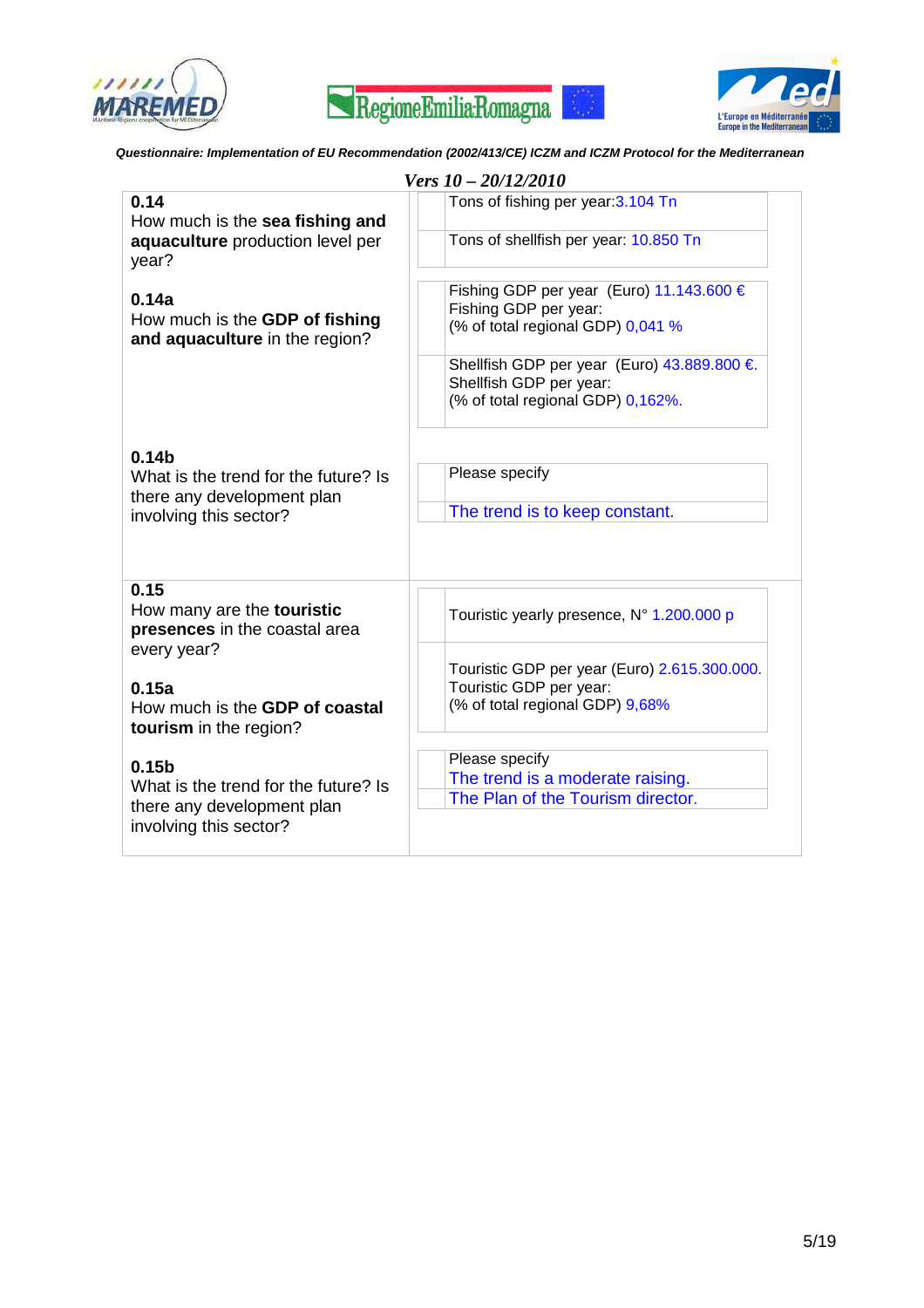| | |
|---|---|
| **0.14**<br>How much is the **sea fishing and aquaculture** production level per year? | Tons of fishing per year:3.104 Tn<br><br>Tons of shellfish per year: 10.850 Tn |
| **0.14a**<br>How much is the **GDP of fishing and aquaculture** in the region? | Fishing GDP per year (Euro) 11.143.600 €<br>Fishing GDP per year:<br>(% of total regional GDP) 0,041 %<br><br>Shellfish GDP per year (Euro) 43.889.800 €.<br>Shellfish GDP per year:<br>(% of total regional GDP) 0,162%. |
| **0.14b**<br>What is the trend for the future? Is there any development plan involving this sector? | Please specify<br><br>The trend is to keep constant. |
| **0.15**<br>How many are the **touristic presences** in the coastal area every year? | Touristic yearly presence, N° 1.200.000 p |
| **0.15a**<br>How much is the **GDP of coastal tourism** in the region? | Touristic GDP per year (Euro) 2.615.300.000.<br>Touristic GDP per year:<br>(% of total regional GDP) 9,68% |
| **0.15b**<br>What is the trend for the future? Is there any development plan involving this sector? | Please specify<br>The trend is a moderate raising.<br>The Plan of the Tourism director. |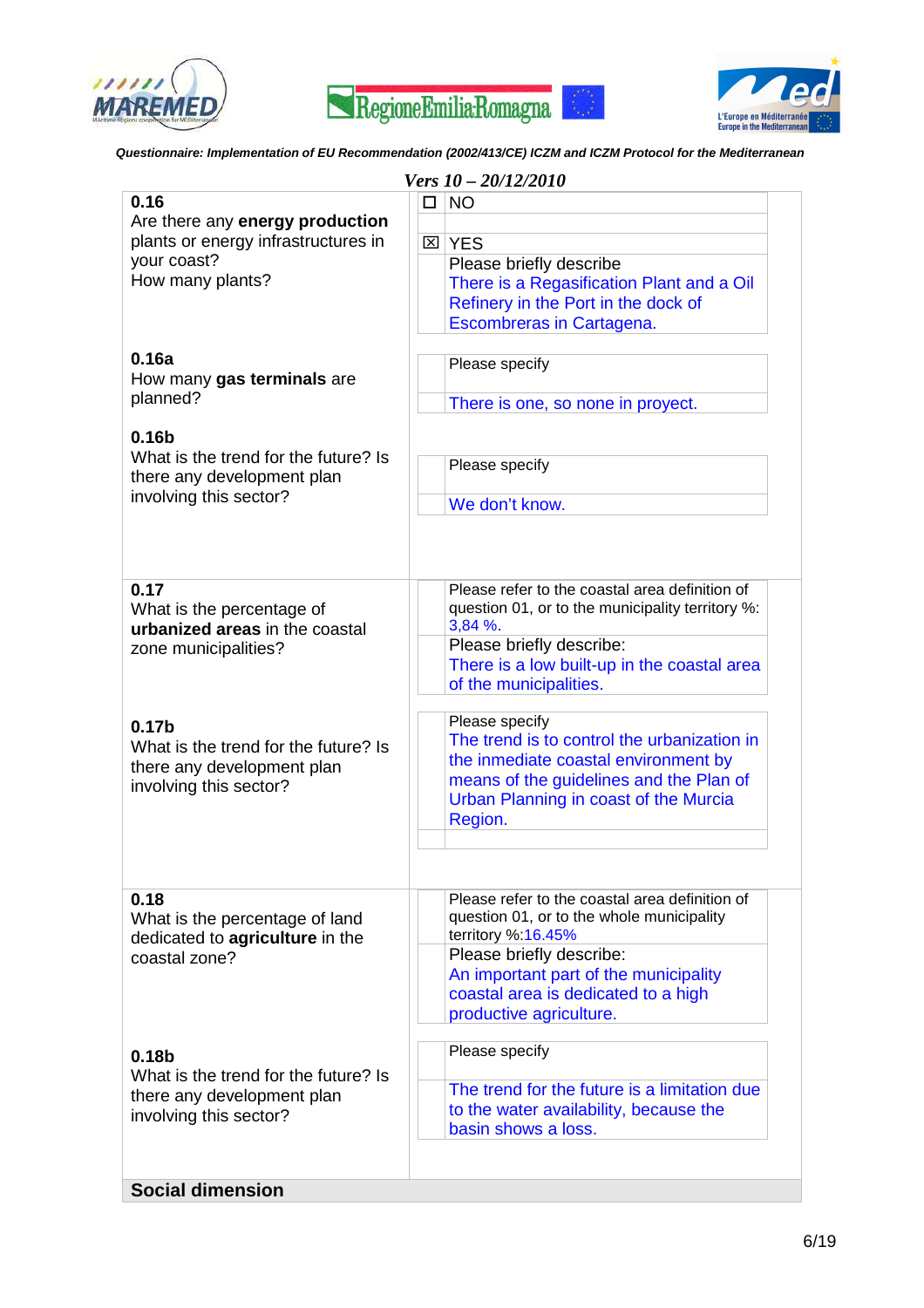Questionnaire: Implementation of EU Recommendation (2002/413/CE) ICZM and ICZM Protocol for the Mediterranean

*Vers 10 – 20/12/2010*

| | |
|---|---|
| **0.16**<br>Are there any **energy production** plants or energy infrastructures in your coast?<br>How many plants? | ☐ NO<br>☒ YES<br>Please briefly describe<br>There is a Regasification Plant and a Oil Refinery in the Port in the dock of Escombreras in Cartagena. |
| **0.16a**<br>How many **gas terminals** are planned? | Please specify<br>There is one, so none in proyect. |
| **0.16b**<br>What is the trend for the future? Is there any development plan involving this sector? | Please specify<br>We don't know. |
| **0.17**<br>What is the percentage of **urbanized areas** in the coastal zone municipalities? | Please refer to the coastal area definition of question 01, or to the municipality territory %: 3,84 %.<br>Please briefly describe:<br>There is a low built-up in the coastal area of the municipalities. |
| **0.17b**<br>What is the trend for the future? Is there any development plan involving this sector? | Please specify<br>The trend is to control the urbanization in the inmediate coastal environment by means of the guidelines and the Plan of Urban Planning in coast of the Murcia Region. |
| **0.18**<br>What is the percentage of land dedicated to **agriculture** in the coastal zone? | Please refer to the coastal area definition of question 01, or to the whole municipality territory %:16.45%<br>Please briefly describe:<br>An important part of the municipality coastal area is dedicated to a high productive agriculture. |
| **0.18b**<br>What is the trend for the future? Is there any development plan involving this sector? | Please specify<br>The trend for the future is a limitation due to the water availability, because the basin shows a loss. |
| **Social dimension** | |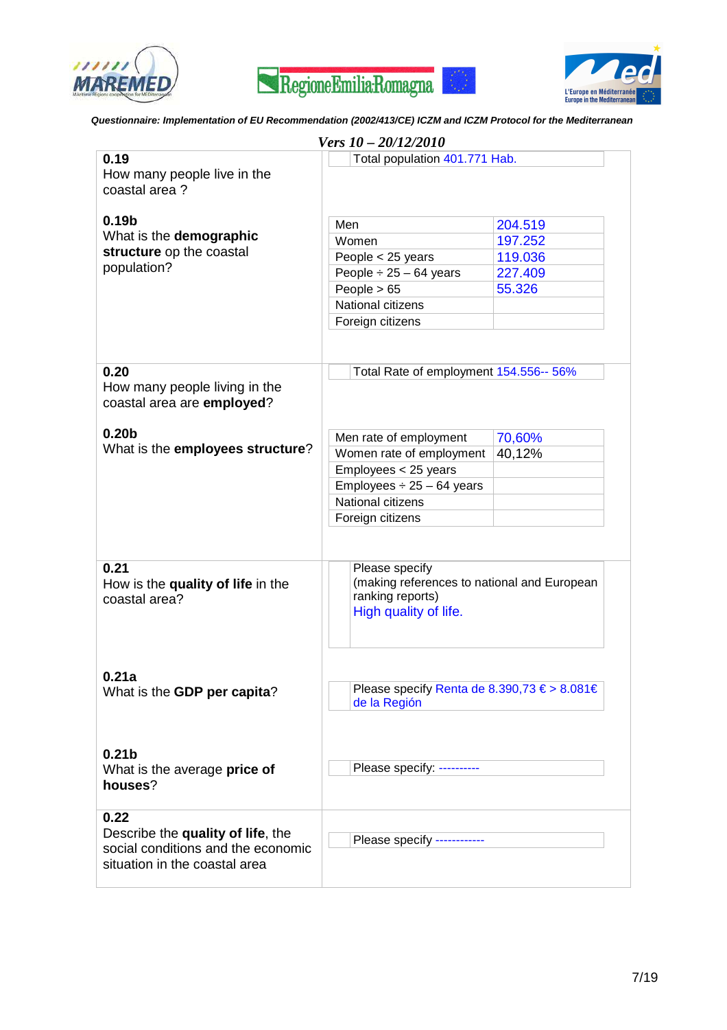*Questionnaire: Implementation of EU Recommendation (2002/413/CE) ICZM and ICZM Protocol for the Mediterranean*

*Vers 10 – 20/12/2010*

**0.19**
How many people live in the coastal area ?

Total population 401.771 Hab.

**0.19b**
What is the **demographic structure** op the coastal population?

| | |
|---|---|
| Men | 204.519 |
| Women | 197.252 |
| People < 25 years | 119.036 |
| People ÷ 25 – 64 years | 227.409 |
| People > 65 | 55.326 |
| National citizens | |
| Foreign citizens | |

**0.20**
How many people living in the coastal area are **employed**?

Total Rate of employment 154.556-- 56%

**0.20b**
What is the **employees structure**?

| | |
|---|---|
| Men rate of employment | 70,60% |
| Women rate of employment | 40,12% |
| Employees < 25 years | |
| Employees ÷ 25 – 64 years | |
| National citizens | |
| Foreign citizens | |

**0.21**
How is the **quality of life** in the coastal area?

Please specify
(making references to national and European ranking reports)
High quality of life.

**0.21a**
What is the **GDP per capita**?

Please specify Renta de 8.390,73 € > 8.081€ de la Región

**0.21b**
What is the average **price of houses**?

Please specify: ----------

**0.22**
Describe the **quality of life**, the social conditions and the economic situation in the coastal area

Please specify ------------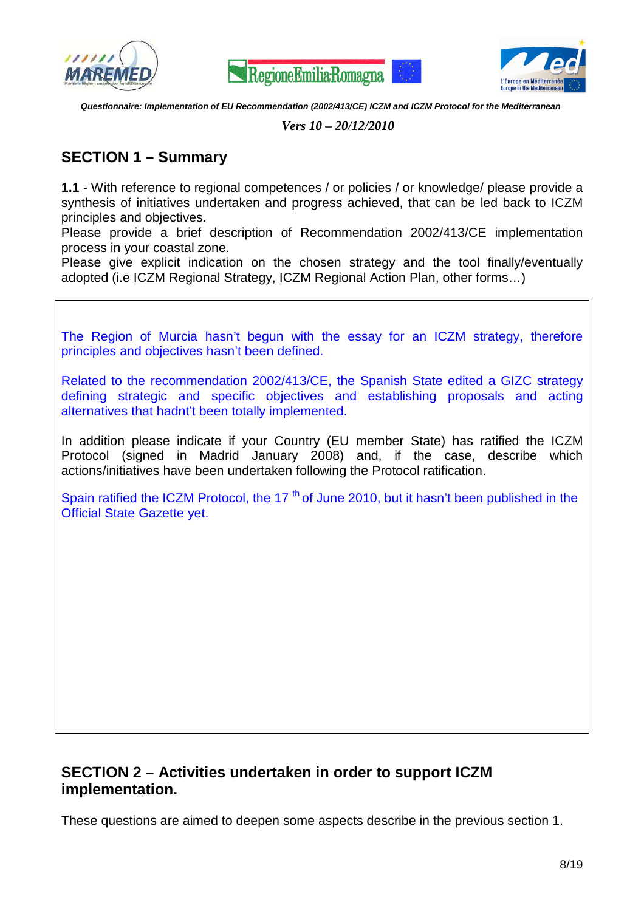## SECTION 1 – Summary

**1.1** - With reference to regional competences / or policies / or knowledge/ please provide a synthesis of initiatives undertaken and progress achieved, that can be led back to ICZM principles and objectives.
Please provide a brief description of Recommendation 2002/413/CE implementation process in your coastal zone.
Please give explicit indication on the chosen strategy and the tool finally/eventually adopted (i.e ICZM Regional Strategy, ICZM Regional Action Plan, other forms…)

The Region of Murcia hasn't begun with the essay for an ICZM strategy, therefore principles and objectives hasn't been defined.

Related to the recommendation 2002/413/CE, the Spanish State edited a GIZC strategy defining strategic and specific objectives and establishing proposals and acting alternatives that hadnt't been totally implemented.

In addition please indicate if your Country (EU member State) has ratified the ICZM Protocol (signed in Madrid January 2008) and, if the case, describe which actions/initiatives have been undertaken following the Protocol ratification.

Spain ratified the ICZM Protocol, the 17 th of June 2010, but it hasn't been published in the Official State Gazette yet.

## SECTION 2 – Activities undertaken in order to support ICZM implementation.

These questions are aimed to deepen some aspects describe in the previous section 1.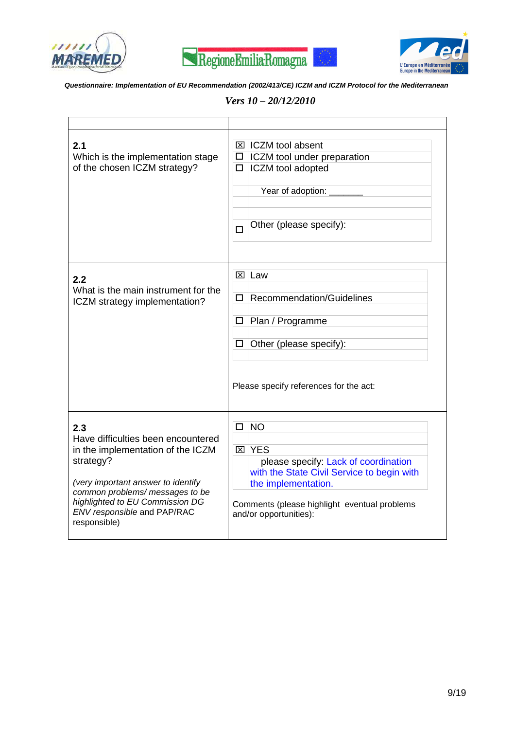| | |
|---|---|
| **2.1**<br>Which is the implementation stage of the chosen ICZM strategy? | ☒ ICZM tool absent<br>☐ ICZM tool under preparation<br>☐ ICZM tool adopted<br><br>Year of adoption: _______<br><br>☐ Other (please specify): |
| **2.2**<br>What is the main instrument for the ICZM strategy implementation? | ☒ Law<br>☐ Recommendation/Guidelines<br>☐ Plan / Programme<br>☐ Other (please specify):<br><br>Please specify references for the act: |
| **2.3**<br>Have difficulties been encountered in the implementation of the ICZM strategy?<br><br>*(very important answer to identify common problems/ messages to be highlighted to EU Commission DG ENV responsible* and PAP/RAC responsible) | ☐ NO<br>☒ YES<br>please specify: Lack of coordination with the State Civil Service to begin with the implementation.<br><br>Comments (please highlight eventual problems and/or opportunities): |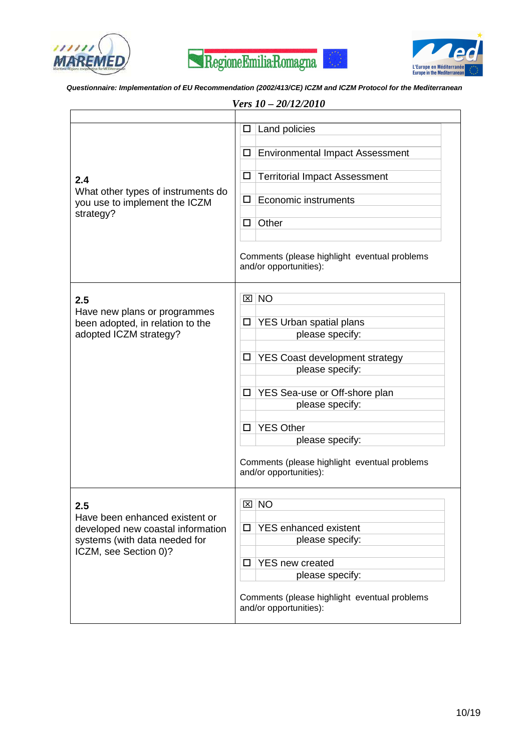| | |
|---|---|
| **2.4**<br>What other types of instruments do you use to implement the ICZM strategy? | ☐ Land policies<br>☐ Environmental Impact Assessment<br>☐ Territorial Impact Assessment<br>☐ Economic instruments<br>☐ Other<br><br>Comments (please highlight eventual problems and/or opportunities): |
| **2.5**<br>Have new plans or programmes been adopted, in relation to the adopted ICZM strategy? | ☒ NO<br>☐ YES Urban spatial plans<br>please specify:<br>☐ YES Coast development strategy<br>please specify:<br>☐ YES Sea-use or Off-shore plan<br>please specify:<br>☐ YES Other<br>please specify:<br><br>Comments (please highlight eventual problems and/or opportunities): |
| **2.5**<br>Have been enhanced existent or developed new coastal information systems (with data needed for ICZM, see Section 0)? | ☒ NO<br>☐ YES enhanced existent<br>please specify:<br>☐ YES new created<br>please specify:<br><br>Comments (please highlight eventual problems and/or opportunities): |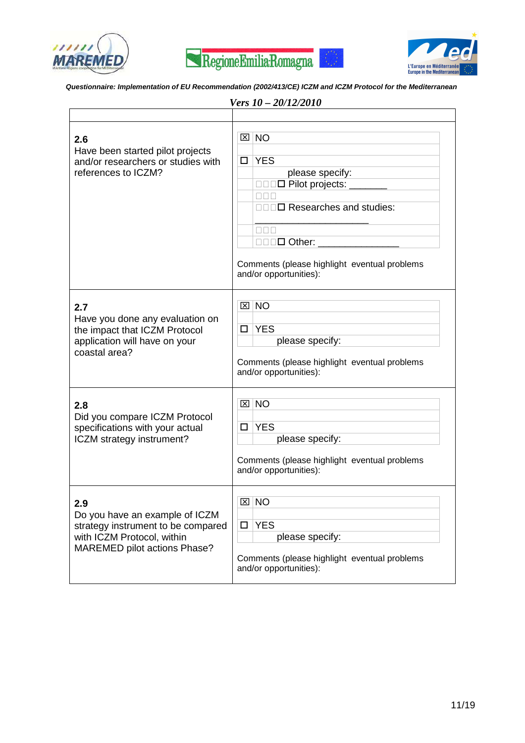| | |
|---|---|
| **2.6**<br>Have been started pilot projects and/or researchers or studies with references to ICZM? | ☒ NO<br><br>☐ YES<br>please specify:<br>☐ Pilot projects: _______<br><br>☐ Researches and studies: ____________________<br><br>☐ Other: _______________<br><br>Comments (please highlight eventual problems and/or opportunities): |
| **2.7**<br>Have you done any evaluation on the impact that ICZM Protocol application will have on your coastal area? | ☒ NO<br><br>☐ YES<br>please specify:<br><br>Comments (please highlight eventual problems and/or opportunities): |
| **2.8**<br>Did you compare ICZM Protocol specifications with your actual ICZM strategy instrument? | ☒ NO<br><br>☐ YES<br>please specify:<br><br>Comments (please highlight eventual problems and/or opportunities): |
| **2.9**<br>Do you have an example of ICZM strategy instrument to be compared with ICZM Protocol, within MAREMED pilot actions Phase? | ☒ NO<br><br>☐ YES<br>please specify:<br><br>Comments (please highlight eventual problems and/or opportunities): |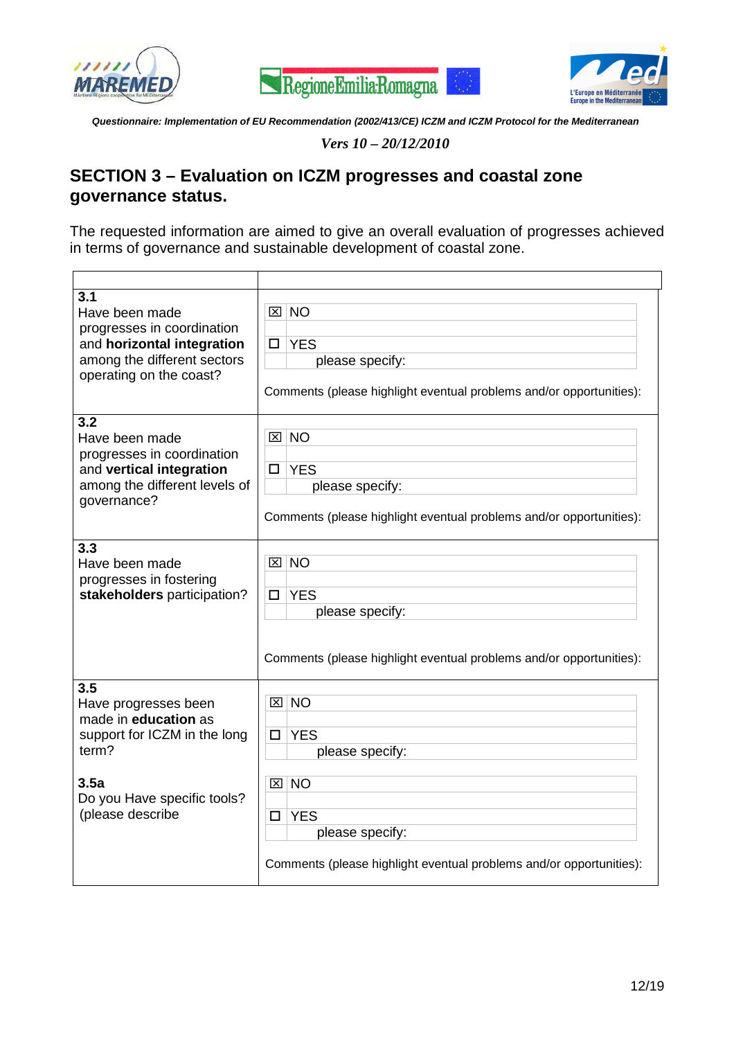*Questionnaire: Implementation of EU Recommendation (2002/413/CE) ICZM and ICZM Protocol for the Mediterranean*

*Vers 10 – 20/12/2010*

## SECTION 3 – Evaluation on ICZM progresses and coastal zone governance status.

The requested information are aimed to give an overall evaluation of progresses achieved in terms of governance and sustainable development of coastal zone.

| | |
|---|---|
| **3.1**<br>Have been made progresses in coordination and **horizontal integration** among the different sectors operating on the coast? | ☒ NO<br>☐ YES<br>please specify:<br><br>Comments (please highlight eventual problems and/or opportunities): |
| **3.2**<br>Have been made progresses in coordination and **vertical integration** among the different levels of governance? | ☒ NO<br>☐ YES<br>please specify:<br><br>Comments (please highlight eventual problems and/or opportunities): |
| **3.3**<br>Have been made progresses in fostering **stakeholders** participation? | ☒ NO<br>☐ YES<br>please specify:<br><br>Comments (please highlight eventual problems and/or opportunities): |
| **3.5**<br>Have progresses been made in **education** as support for ICZM in the long term?<br><br>**3.5a**<br>Do you Have specific tools? (please describe | ☒ NO<br>☐ YES<br>please specify:<br><br>☒ NO<br>☐ YES<br>please specify:<br><br>Comments (please highlight eventual problems and/or opportunities): |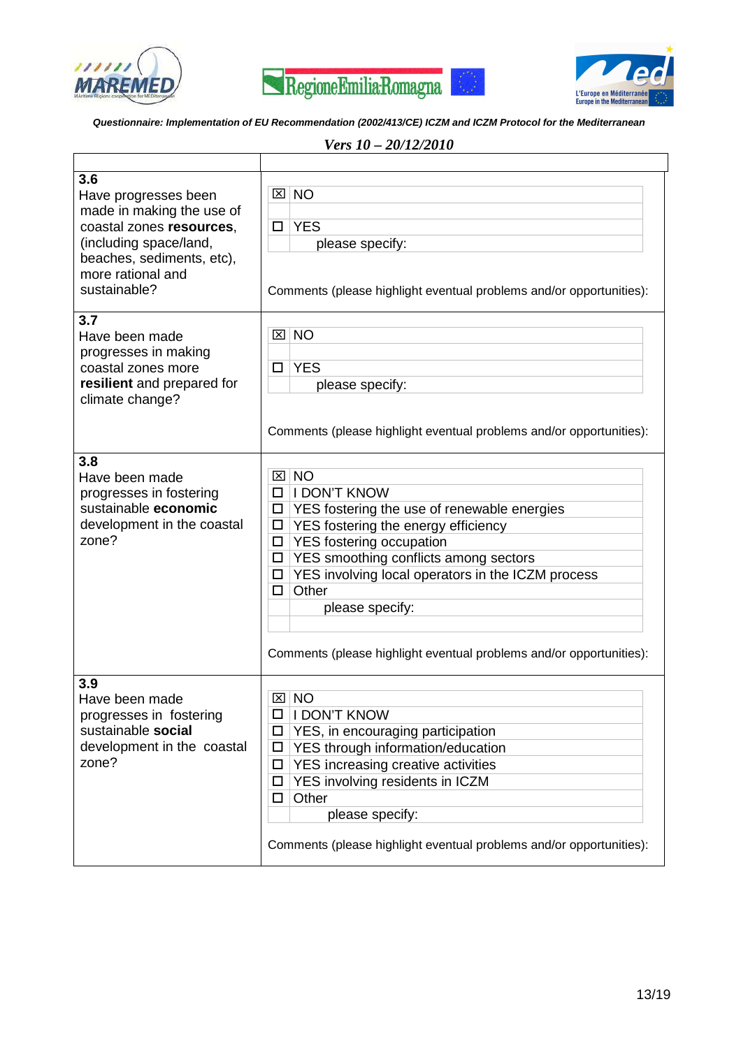*Questionnaire: Implementation of EU Recommendation (2002/413/CE) ICZM and ICZM Protocol for the Mediterranean*

*Vers 10 – 20/12/2010*

| | |
|---|---|
| **3.6** Have progresses been made in making the use of coastal zones **resources**, (including space/land, beaches, sediments, etc), more rational and sustainable? | ☒ NO<br><br>☐ YES<br>please specify:<br><br>Comments (please highlight eventual problems and/or opportunities): |
| **3.7** Have been made progresses in making coastal zones more **resilient** and prepared for climate change? | ☒ NO<br><br>☐ YES<br>please specify:<br><br>Comments (please highlight eventual problems and/or opportunities): |
| **3.8** Have been made progresses in fostering sustainable **economic** development in the coastal zone? | ☒ NO<br>☐ I DON'T KNOW<br>☐ YES fostering the use of renewable energies<br>☐ YES fostering the energy efficiency<br>☐ YES fostering occupation<br>☐ YES smoothing conflicts among sectors<br>☐ YES involving local operators in the ICZM process<br>☐ Other<br>please specify:<br><br>Comments (please highlight eventual problems and/or opportunities): |
| **3.9** Have been made progresses in fostering sustainable **social** development in the coastal zone? | ☒ NO<br>☐ I DON'T KNOW<br>☐ YES, in encouraging participation<br>☐ YES through information/education<br>☐ YES increasing creative activities<br>☐ YES involving residents in ICZM<br>☐ Other<br>please specify:<br><br>Comments (please highlight eventual problems and/or opportunities): |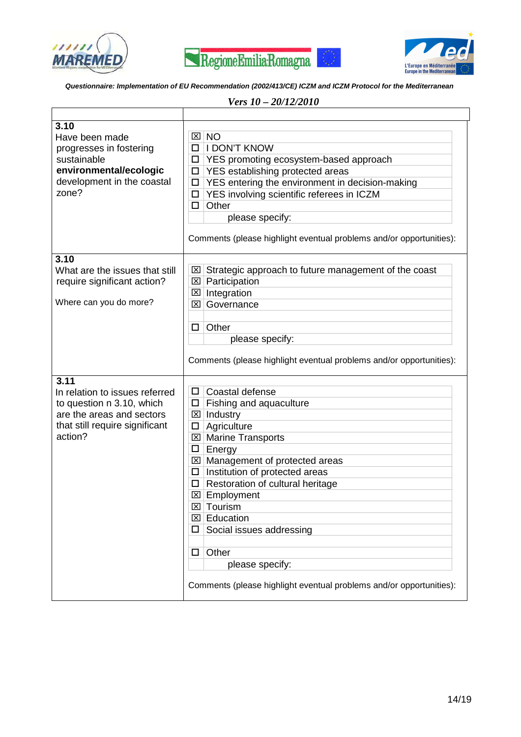| | |
|---|---|
| **3.10**<br>Have been made progresses in fostering sustainable **environmental/ecologic** development in the coastal zone? | ☒ NO<br>☐ I DON'T KNOW<br>☐ YES promoting ecosystem-based approach<br>☐ YES establishing protected areas<br>☐ YES entering the environment in decision-making<br>☐ YES involving scientific referees in ICZM<br>☐ Other<br>please specify:<br><br>Comments (please highlight eventual problems and/or opportunities): |
| **3.10**<br>What are the issues that still require significant action?<br><br>Where can you do more? | ☒ Strategic approach to future management of the coast<br>☒ Participation<br>☒ Integration<br>☒ Governance<br><br>☐ Other<br>please specify:<br><br>Comments (please highlight eventual problems and/or opportunities): |
| **3.11**<br>In relation to issues referred to question n 3.10, which are the areas and sectors that still require significant action? | ☐ Coastal defense<br>☐ Fishing and aquaculture<br>☒ Industry<br>☐ Agriculture<br>☒ Marine Transports<br>☐ Energy<br>☒ Management of protected areas<br>☐ Institution of protected areas<br>☐ Restoration of cultural heritage<br>☒ Employment<br>☒ Tourism<br>☒ Education<br>☐ Social issues addressing<br><br>☐ Other<br>please specify:<br><br>Comments (please highlight eventual problems and/or opportunities): |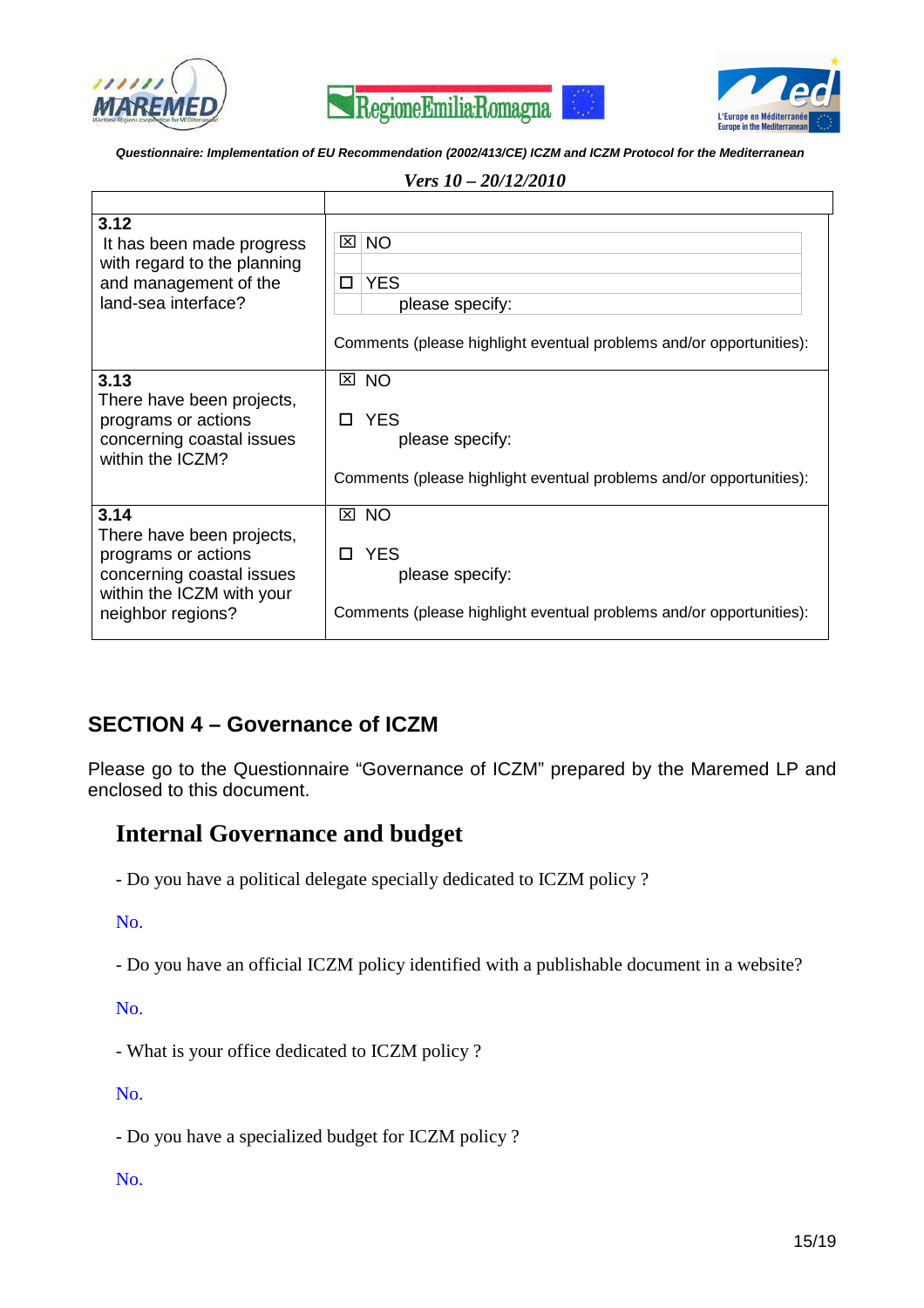| | |
|---|---|
| **3.12** It has been made progress with regard to the planning and management of the land-sea interface? | ☒ NO<br><br>☐ YES<br>please specify:<br><br>Comments (please highlight eventual problems and/or opportunities): |
| **3.13** There have been projects, programs or actions concerning coastal issues within the ICZM? | ☒ NO<br><br>☐ YES<br>please specify:<br><br>Comments (please highlight eventual problems and/or opportunities): |
| **3.14** There have been projects, programs or actions concerning coastal issues within the ICZM with your neighbor regions? | ☒ NO<br><br>☐ YES<br>please specify:<br><br>Comments (please highlight eventual problems and/or opportunities): |

## SECTION 4 – Governance of ICZM

Please go to the Questionnaire "Governance of ICZM" prepared by the Maremed LP and enclosed to this document.

### Internal Governance and budget

- Do you have a political delegate specially dedicated to ICZM policy ?

No.

- Do you have an official ICZM policy identified with a publishable document in a website?

No.

- What is your office dedicated to ICZM policy ?

No.

- Do you have a specialized budget for ICZM policy ?

No.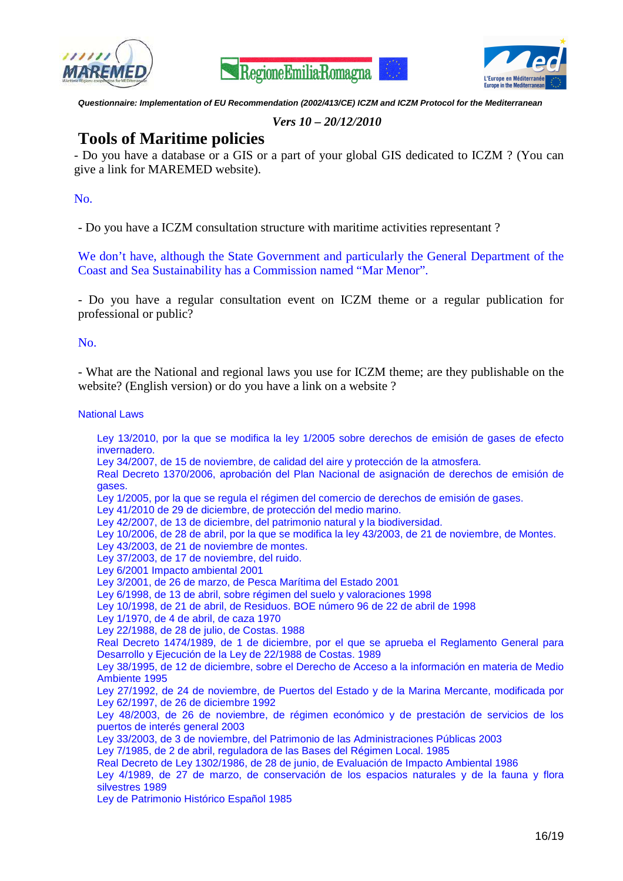*Questionnaire: Implementation of EU Recommendation (2002/413/CE) ICZM and ICZM Protocol for the Mediterranean*

*Vers 10 – 20/12/2010*

# Tools of Maritime policies

- Do you have a database or a GIS or a part of your global GIS dedicated to ICZM ? (You can give a link for MAREMED website).

No.

- Do you have a ICZM consultation structure with maritime activities representant ?

We don't have, although the State Government and particularly the General Department of the Coast and Sea Sustainability has a Commission named "Mar Menor".

- Do you have a regular consultation event on ICZM theme or a regular publication for professional or public?

No.

- What are the National and regional laws you use for ICZM theme; are they publishable on the website? (English version) or do you have a link on a website ?

National Laws

Ley 13/2010, por la que se modifica la ley 1/2005 sobre derechos de emisión de gases de efecto invernadero.
Ley 34/2007, de 15 de noviembre, de calidad del aire y protección de la atmosfera.
Real Decreto 1370/2006, aprobación del Plan Nacional de asignación de derechos de emisión de gases.
Ley 1/2005, por la que se regula el régimen del comercio de derechos de emisión de gases.
Ley 41/2010 de 29 de diciembre, de protección del medio marino.
Ley 42/2007, de 13 de diciembre, del patrimonio natural y la biodiversidad.
Ley 10/2006, de 28 de abril, por la que se modifica la ley 43/2003, de 21 de noviembre, de Montes.
Ley 43/2003, de 21 de noviembre de montes.
Ley 37/2003, de 17 de noviembre, del ruido.
Ley 6/2001 Impacto ambiental 2001
Ley 3/2001, de 26 de marzo, de Pesca Marítima del Estado 2001
Ley 6/1998, de 13 de abril, sobre régimen del suelo y valoraciones 1998
Ley 10/1998, de 21 de abril, de Residuos. BOE número 96 de 22 de abril de 1998
Ley 1/1970, de 4 de abril, de caza 1970
Ley 22/1988, de 28 de julio, de Costas. 1988
Real Decreto 1474/1989, de 1 de diciembre, por el que se aprueba el Reglamento General para Desarrollo y Ejecución de la Ley de 22/1988 de Costas. 1989
Ley 38/1995, de 12 de diciembre, sobre el Derecho de Acceso a la información en materia de Medio Ambiente 1995
Ley 27/1992, de 24 de noviembre, de Puertos del Estado y de la Marina Mercante, modificada por Ley 62/1997, de 26 de diciembre 1992
Ley 48/2003, de 26 de noviembre, de régimen económico y de prestación de servicios de los puertos de interés general 2003
Ley 33/2003, de 3 de noviembre, del Patrimonio de las Administraciones Públicas 2003
Ley 7/1985, de 2 de abril, reguladora de las Bases del Régimen Local. 1985
Real Decreto de Ley 1302/1986, de 28 de junio, de Evaluación de Impacto Ambiental 1986
Ley 4/1989, de 27 de marzo, de conservación de los espacios naturales y de la fauna y flora silvestres 1989
Ley de Patrimonio Histórico Español 1985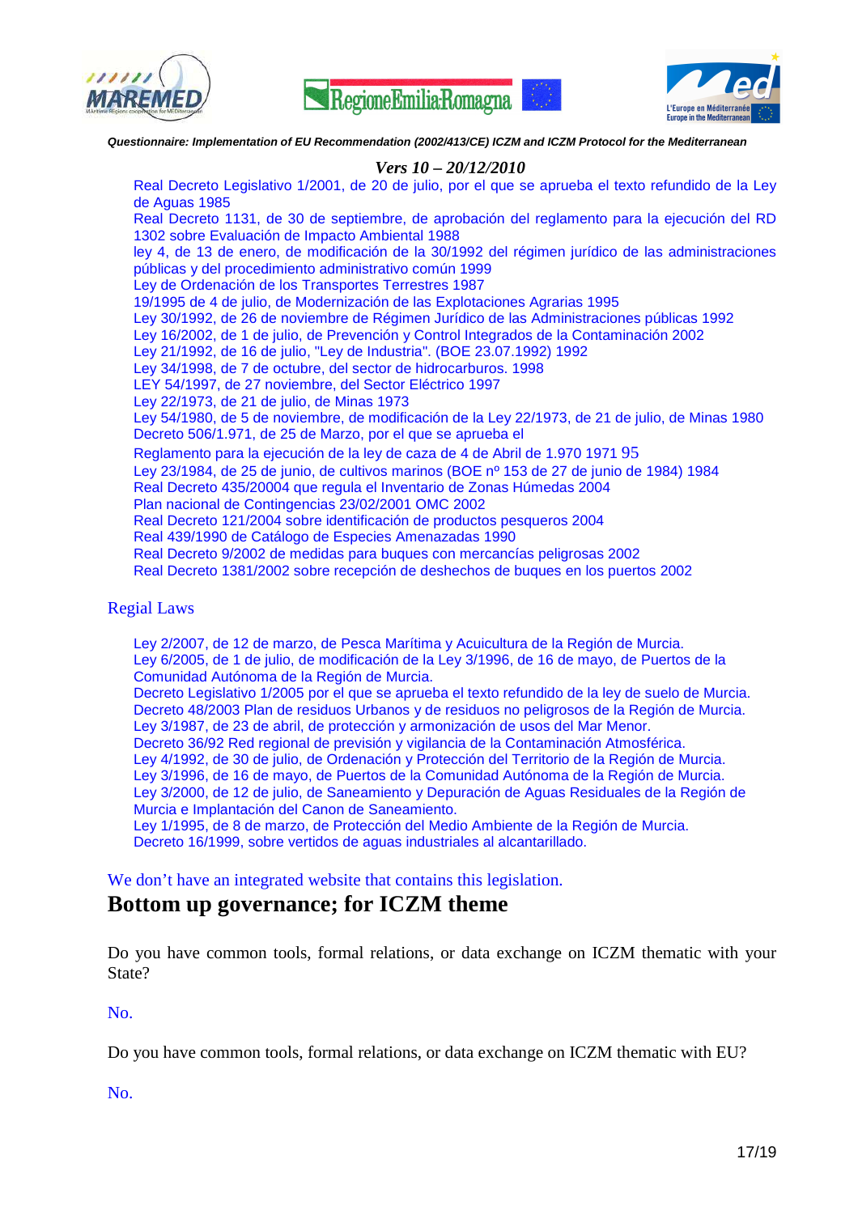Real Decreto Legislativo 1/2001, de 20 de julio, por el que se aprueba el texto refundido de la Ley de Aguas 1985
Real Decreto 1131, de 30 de septiembre, de aprobación del reglamento para la ejecución del RD 1302 sobre Evaluación de Impacto Ambiental 1988
ley 4, de 13 de enero, de modificación de la 30/1992 del régimen jurídico de las administraciones públicas y del procedimiento administrativo común 1999
Ley de Ordenación de los Transportes Terrestres 1987
19/1995 de 4 de julio, de Modernización de las Explotaciones Agrarias 1995
Ley 30/1992, de 26 de noviembre de Régimen Jurídico de las Administraciones públicas 1992
Ley 16/2002, de 1 de julio, de Prevención y Control Integrados de la Contaminación 2002
Ley 21/1992, de 16 de julio, "Ley de Industria". (BOE 23.07.1992) 1992
Ley 34/1998, de 7 de octubre, del sector de hidrocarburos. 1998
LEY 54/1997, de 27 noviembre, del Sector Eléctrico 1997
Ley 22/1973, de 21 de julio, de Minas 1973
Ley 54/1980, de 5 de noviembre, de modificación de la Ley 22/1973, de 21 de julio, de Minas 1980
Decreto 506/1.971, de 25 de Marzo, por el que se aprueba el
Reglamento para la ejecución de la ley de caza de 4 de Abril de 1.970 1971 95
Ley 23/1984, de 25 de junio, de cultivos marinos (BOE nº 153 de 27 de junio de 1984) 1984
Real Decreto 435/20004 que regula el Inventario de Zonas Húmedas 2004
Plan nacional de Contingencias 23/02/2001 OMC 2002
Real Decreto 121/2004 sobre identificación de productos pesqueros 2004
Real 439/1990 de Catálogo de Especies Amenazadas 1990
Real Decreto 9/2002 de medidas para buques con mercancías peligrosas 2002
Real Decreto 1381/2002 sobre recepción de deshechos de buques en los puertos 2002

Regial Laws

Ley 2/2007, de 12 de marzo, de Pesca Marítima y Acuicultura de la Región de Murcia.
Ley 6/2005, de 1 de julio, de modificación de la Ley 3/1996, de 16 de mayo, de Puertos de la Comunidad Autónoma de la Región de Murcia.
Decreto Legislativo 1/2005 por el que se aprueba el texto refundido de la ley de suelo de Murcia.
Decreto 48/2003 Plan de residuos Urbanos y de residuos no peligrosos de la Región de Murcia.
Ley 3/1987, de 23 de abril, de protección y armonización de usos del Mar Menor.
Decreto 36/92 Red regional de previsión y vigilancia de la Contaminación Atmosférica.
Ley 4/1992, de 30 de julio, de Ordenación y Protección del Territorio de la Región de Murcia.
Ley 3/1996, de 16 de mayo, de Puertos de la Comunidad Autónoma de la Región de Murcia.
Ley 3/2000, de 12 de julio, de Saneamiento y Depuración de Aguas Residuales de la Región de Murcia e Implantación del Canon de Saneamiento.
Ley 1/1995, de 8 de marzo, de Protección del Medio Ambiente de la Región de Murcia.
Decreto 16/1999, sobre vertidos de aguas industriales al alcantarillado.

We don't have an integrated website that contains this legislation.

## Bottom up governance; for ICZM theme

Do you have common tools, formal relations, or data exchange on ICZM thematic with your State?

No.

Do you have common tools, formal relations, or data exchange on ICZM thematic with EU?

No.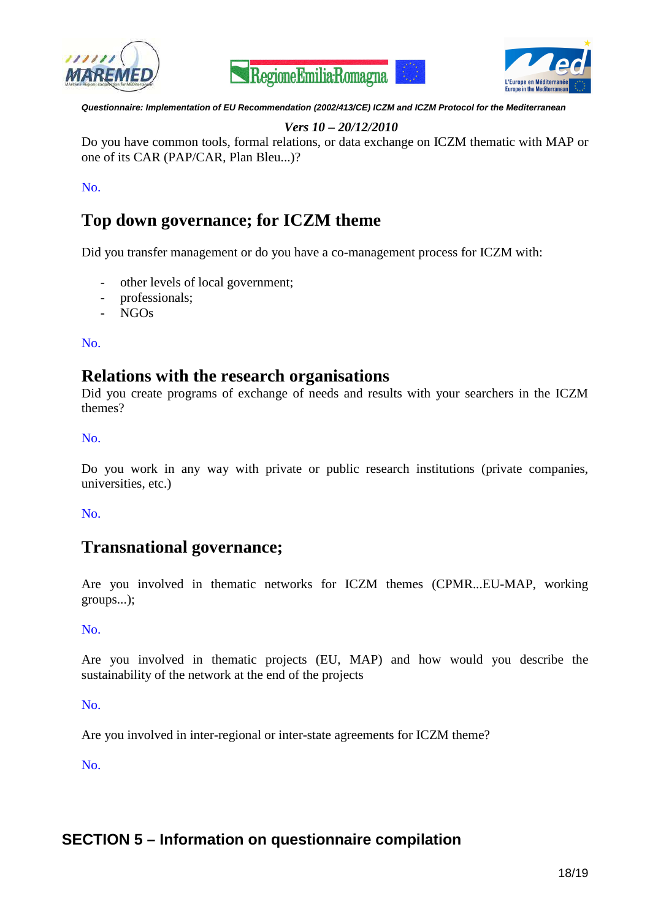Do you have common tools, formal relations, or data exchange on ICZM thematic with MAP or one of its CAR (PAP/CAR, Plan Bleu...)?

No.

## Top down governance; for ICZM theme

Did you transfer management or do you have a co-management process for ICZM with:

- other levels of local government;
- professionals;
- NGOs

No.

## Relations with the research organisations

Did you create programs of exchange of needs and results with your searchers in the ICZM themes?

No.

Do you work in any way with private or public research institutions (private companies, universities, etc.)

No.

## Transnational governance;

Are you involved in thematic networks for ICZM themes (CPMR...EU-MAP, working groups...);

No.

Are you involved in thematic projects (EU, MAP) and how would you describe the sustainability of the network at the end of the projects

No.

Are you involved in inter-regional or inter-state agreements for ICZM theme?

No.

# SECTION 5 – Information on questionnaire compilation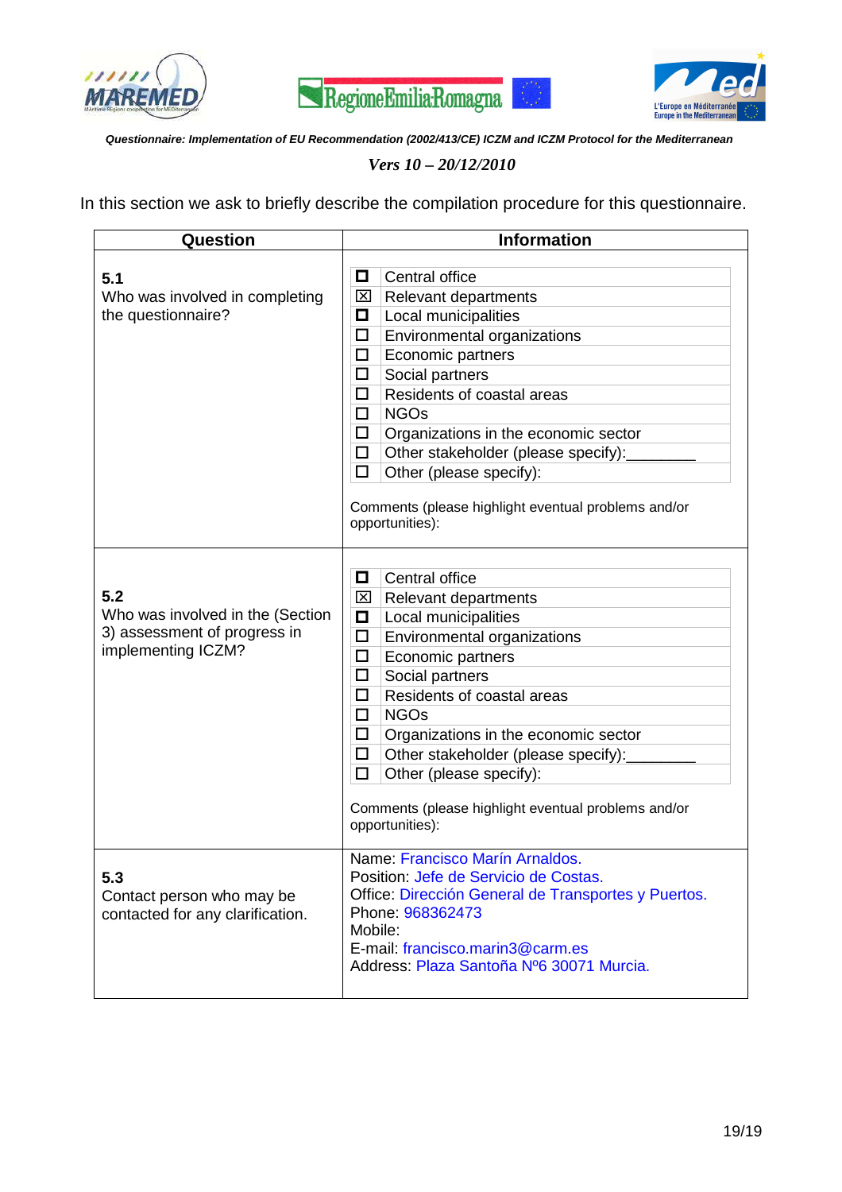**Questionnaire: Implementation of EU Recommendation (2002/413/CE) ICZM and ICZM Protocol for the Mediterranean**

*Vers 10 – 20/12/2010*

In this section we ask to briefly describe the compilation procedure for this questionnaire.

| Question | Information |
| --- | --- |
| **5.1**<br>Who was involved in completing the questionnaire? | ☐ Central office<br>☒ Relevant departments<br>☐ Local municipalities<br>☐ Environmental organizations<br>☐ Economic partners<br>☐ Social partners<br>☐ Residents of coastal areas<br>☐ NGOs<br>☐ Organizations in the economic sector<br>☐ Other stakeholder (please specify):________<br>☐ Other (please specify):<br><br>Comments (please highlight eventual problems and/or opportunities): |
| **5.2**<br>Who was involved in the (Section 3) assessment of progress in implementing ICZM? | ☐ Central office<br>☒ Relevant departments<br>☐ Local municipalities<br>☐ Environmental organizations<br>☐ Economic partners<br>☐ Social partners<br>☐ Residents of coastal areas<br>☐ NGOs<br>☐ Organizations in the economic sector<br>☐ Other stakeholder (please specify):________<br>☐ Other (please specify):<br><br>Comments (please highlight eventual problems and/or opportunities): |
| **5.3**<br>Contact person who may be contacted for any clarification. | Name: Francisco Marín Arnaldos.<br>Position: Jefe de Servicio de Costas.<br>Office: Dirección General de Transportes y Puertos.<br>Phone: 968362473<br>Mobile:<br>E-mail: francisco.marin3@carm.es<br>Address: Plaza Santoña Nº6 30071 Murcia. |